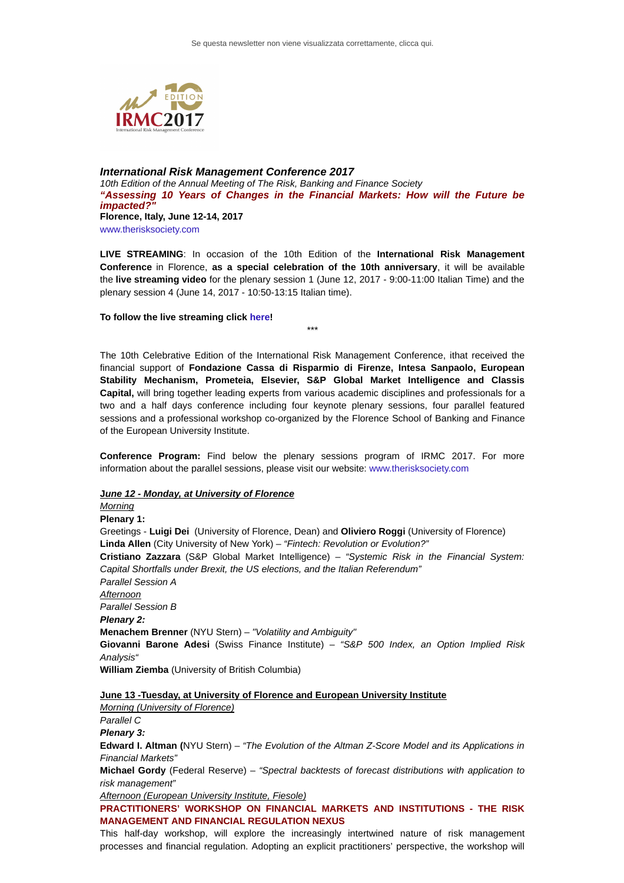Se questa newsletter non viene visualizzata correttamente, clicca qui.

## *International Risk Management Conference 2017*

*10th Edition of the Annual Meeting of The Risk, Banking and Finance Society*

***"Assessing 10 Years of Changes in the Financial Markets: How will the Future be impacted?"***

**Florence, Italy, June 12-14, 2017**

www.therisksociety.com

**LIVE STREAMING**: In occasion of the 10th Edition of the **International Risk Management Conference** in Florence, **as a special celebration of the 10th anniversary**, it will be available the **live streaming video** for the plenary session 1 (June 12, 2017 - 9:00-11:00 Italian Time) and the plenary session 4 (June 14, 2017 - 10:50-13:15 Italian time).

**To follow the live streaming click here!**

\*\*\*

The 10th Celebrative Edition of the International Risk Management Conference, ithat received the financial support of **Fondazione Cassa di Risparmio di Firenze, Intesa Sanpaolo, European Stability Mechanism, Prometeia, Elsevier, S&P Global Market Intelligence and Classis Capital,** will bring together leading experts from various academic disciplines and professionals for a two and a half days conference including four keynote plenary sessions, four parallel featured sessions and a professional workshop co-organized by the Florence School of Banking and Finance of the European University Institute.

**Conference Program:** Find below the plenary sessions program of IRMC 2017. For more information about the parallel sessions, please visit our website: www.therisksociety.com

***June 12 - Monday, at University of Florence***

*Morning*

**Plenary 1:**

Greetings - **Luigi Dei** (University of Florence, Dean) and **Oliviero Roggi** (University of Florence)

**Linda Allen** (City University of New York) – *"Fintech: Revolution or Evolution?"*

**Cristiano Zazzara** (S&P Global Market Intelligence) – *"Systemic Risk in the Financial System: Capital Shortfalls under Brexit, the US elections, and the Italian Referendum"*

*Parallel Session A*

*Afternoon*

*Parallel Session B*

***Plenary 2:***

**Menachem Brenner** (NYU Stern) – *"Volatility and Ambiguity"*

**Giovanni Barone Adesi** (Swiss Finance Institute) – *"S&P 500 Index, an Option Implied Risk Analysis"*

**William Ziemba** (University of British Columbia)

**June 13 -Tuesday, at University of Florence and European University Institute**

*Morning (University of Florence)*

*Parallel C*

***Plenary 3:***

**Edward I. Altman (**NYU Stern) – *"The Evolution of the Altman Z-Score Model and its Applications in Financial Markets"*

**Michael Gordy** (Federal Reserve) – *"Spectral backtests of forecast distributions with application to risk management"*

*Afternoon (European University Institute, Fiesole)*

**PRACTITIONERS' WORKSHOP ON FINANCIAL MARKETS AND INSTITUTIONS - THE RISK MANAGEMENT AND FINANCIAL REGULATION NEXUS**

This half-day workshop, will explore the increasingly intertwined nature of risk management processes and financial regulation. Adopting an explicit practitioners' perspective, the workshop will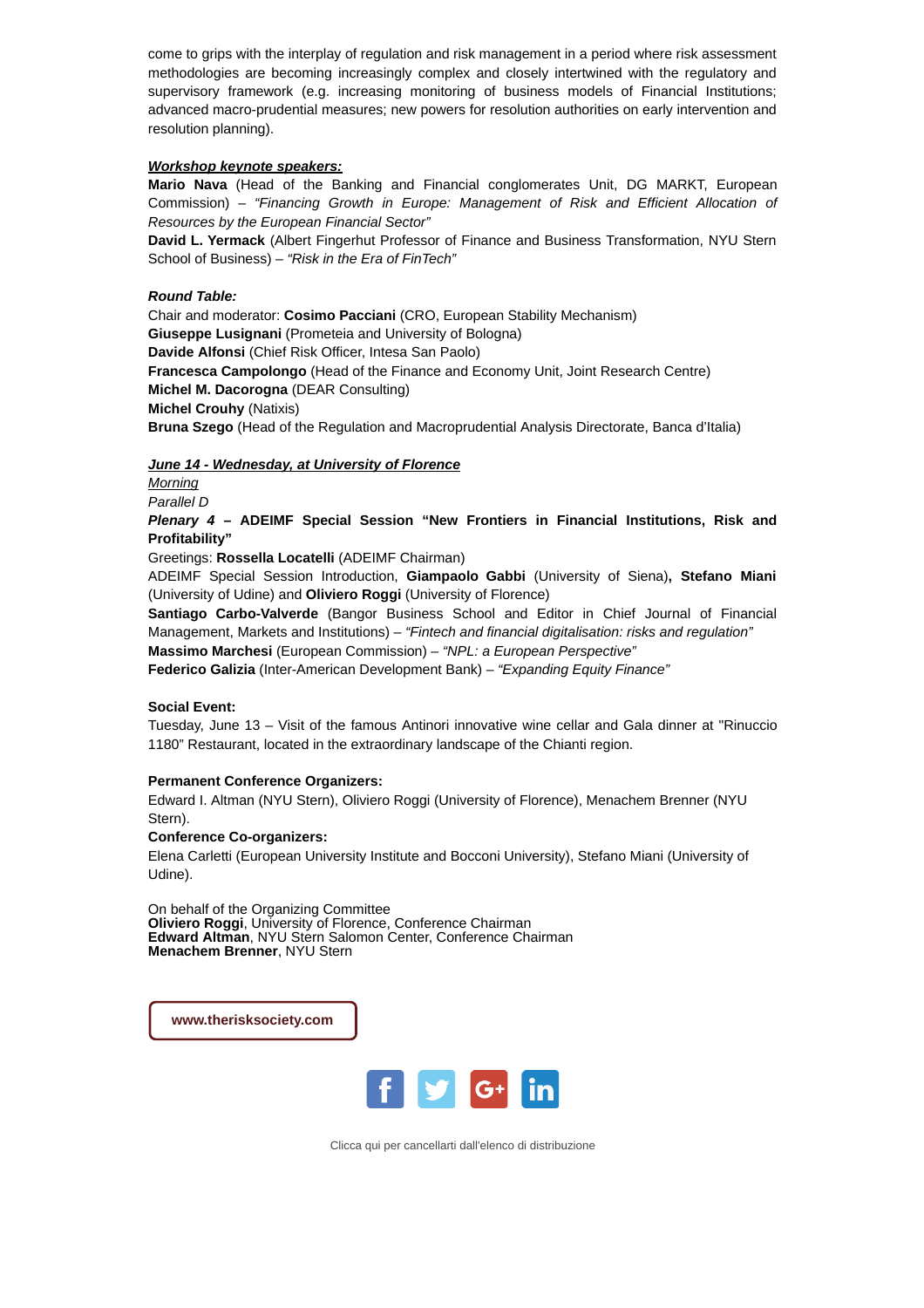come to grips with the interplay of regulation and risk management in a period where risk assessment methodologies are becoming increasingly complex and closely intertwined with the regulatory and supervisory framework (e.g. increasing monitoring of business models of Financial Institutions; advanced macro-prudential measures; new powers for resolution authorities on early intervention and resolution planning).

***Workshop keynote speakers:***

**Mario Nava** (Head of the Banking and Financial conglomerates Unit, DG MARKT, European Commission) – *"Financing Growth in Europe: Management of Risk and Efficient Allocation of Resources by the European Financial Sector"*

**David L. Yermack** (Albert Fingerhut Professor of Finance and Business Transformation, NYU Stern School of Business) – *"Risk in the Era of FinTech"*

***Round Table:***

Chair and moderator: **Cosimo Pacciani** (CRO, European Stability Mechanism)
**Giuseppe Lusignani** (Prometeia and University of Bologna)
**Davide Alfonsi** (Chief Risk Officer, Intesa San Paolo)
**Francesca Campolongo** (Head of the Finance and Economy Unit, Joint Research Centre)
**Michel M. Dacorogna** (DEAR Consulting)
**Michel Crouhy** (Natixis)
**Bruna Szego** (Head of the Regulation and Macroprudential Analysis Directorate, Banca d'Italia)

***June 14 - Wednesday, at University of Florence***

*Morning*

*Parallel D*

***Plenary 4* – ADEIMF Special Session "New Frontiers in Financial Institutions, Risk and Profitability"**

Greetings: **Rossella Locatelli** (ADEIMF Chairman)

ADEIMF Special Session Introduction, **Giampaolo Gabbi** (University of Siena)**, Stefano Miani** (University of Udine) and **Oliviero Roggi** (University of Florence)

**Santiago Carbo-Valverde** (Bangor Business School and Editor in Chief Journal of Financial Management, Markets and Institutions) – *"Fintech and financial digitalisation: risks and regulation"*

**Massimo Marchesi** (European Commission) – *"NPL: a European Perspective"*

**Federico Galizia** (Inter-American Development Bank) – *"Expanding Equity Finance"*

**Social Event:**

Tuesday, June 13 – Visit of the famous Antinori innovative wine cellar and Gala dinner at "Rinuccio 1180" Restaurant, located in the extraordinary landscape of the Chianti region.

**Permanent Conference Organizers:**

Edward I. Altman (NYU Stern), Oliviero Roggi (University of Florence), Menachem Brenner (NYU Stern).

**Conference Co-organizers:**

Elena Carletti (European University Institute and Bocconi University), Stefano Miani (University of Udine).

On behalf of the Organizing Committee
**Oliviero Roggi**, University of Florence, Conference Chairman
**Edward Altman**, NYU Stern Salomon Center, Conference Chairman
**Menachem Brenner**, NYU Stern

**www.therisksociety.com**

Clicca qui per cancellarti dall'elenco di distribuzione